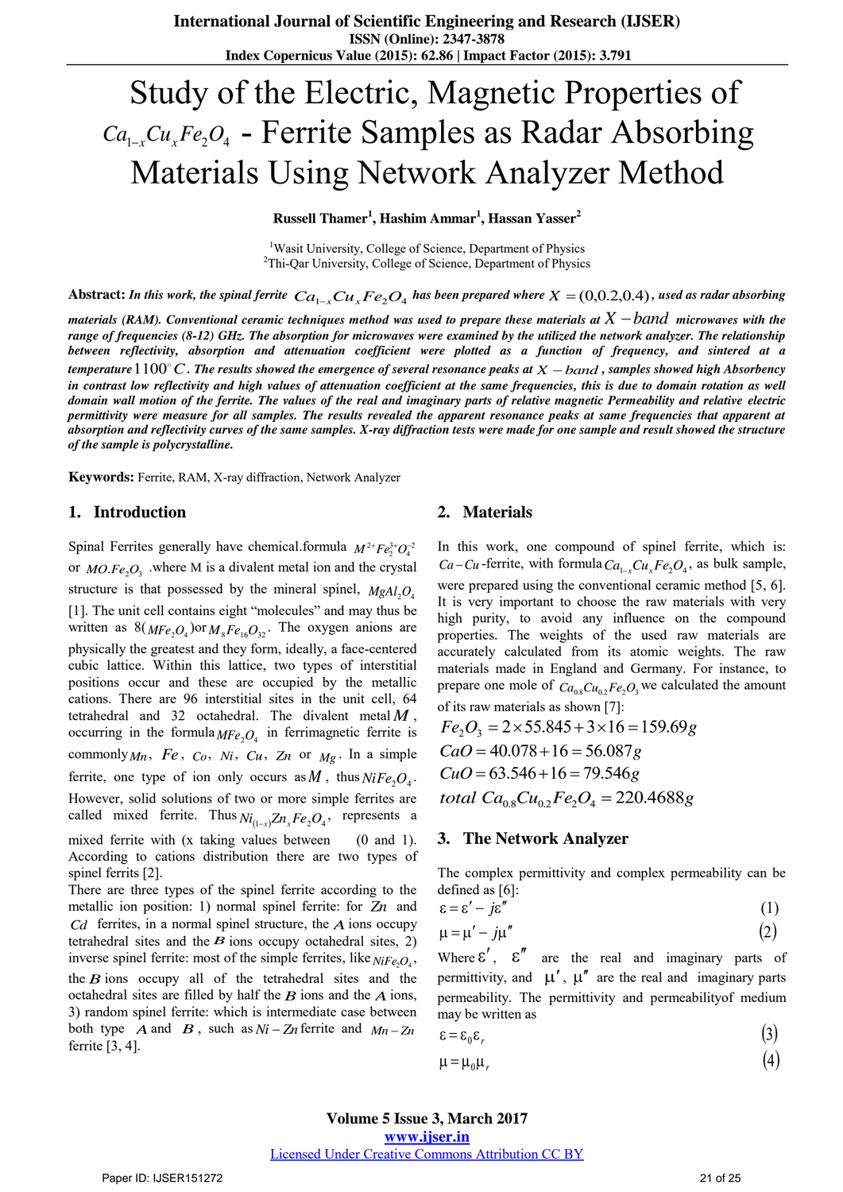# Study of the Electric, Magnetic Properties of $Ca_{1-x}Cu_xFe_2O_4$ - Ferrite Samples as Radar Absorbing Materials Using Network Analyzer Method

**Russell Thamer[1], Hashim Ammar[1], Hassan Yasser[2]**

[1]Wasit University, College of Science, Department of Physics
[2]Thi-Qar University, College of Science, Department of Physics

**Abstract:** ***In this work, the spinal ferrite $Ca_{1-x}Cu_xFe_2O_4$ has been prepared where $X = (0, 0.2, 0.4)$, used as radar absorbing materials (RAM). Conventional ceramic techniques method was used to prepare these materials at $X - band$ microwaves with the range of frequencies (8-12) GHz. The absorption for microwaves were examined by the utilized the network analyzer. The relationship between reflectivity, absorption and attenuation coefficient were plotted as a function of frequency, and sintered at a temperature $1100^{\circ}C$. The results showed the emergence of several resonance peaks at $X - band$, samples showed high Absorbency in contrast low reflectivity and high values of attenuation coefficient at the same frequencies, this is due to domain rotation as well domain wall motion of the ferrite. The values of the real and imaginary parts of relative magnetic Permeability and relative electric permittivity were measure for all samples. The results revealed the apparent resonance peaks at same frequencies that apparent at absorption and reflectivity curves of the same samples. X-ray diffraction tests were made for one sample and result showed the structure of the sample is polycrystalline.***

**Keywords:** Ferrite, RAM, X-ray diffraction, Network Analyzer

## 1. Introduction

Spinal Ferrites generally have chemical.formula $M^{2+}Fe_2^{3+}O_4^{2}$ or $MO.Fe_2O_3$ .where M is a divalent metal ion and the crystal structure is that possessed by the mineral spinel, $MgAl_2O_4$ [1]. The unit cell contains eight "molecules" and may thus be written as $8(MFe_2O_4)$or $M_8Fe_{16}O_{32}$. The oxygen anions are physically the greatest and they form, ideally, a face-centered cubic lattice. Within this lattice, two types of interstitial positions occur and these are occupied by the metallic cations. There are 96 interstitial sites in the unit cell, 64 tetrahedral and 32 octahedral. The divalent metal $M$, occurring in the formula $MFe_2O_4$ in ferrimagnetic ferrite is commonly $Mn$, $Fe$, $Co$, $Ni$, $Cu$, $Zn$ or $Mg$. In a simple ferrite, one type of ion only occurs as $M$, thus $NiFe_2O_4$. However, solid solutions of two or more simple ferrites are called mixed ferrite. Thus $Ni_{(1-x)}Zn_xFe_2O_4$, represents a mixed ferrite with (x taking values between (0 and 1). According to cations distribution there are two types of spinel ferrits [2].

There are three types of the spinel ferrite according to the metallic ion position: 1) normal spinel ferrite: for $Zn$ and $Cd$ ferrites, in a normal spinel structure, the $A$ ions occupy tetrahedral sites and the $B$ ions occupy octahedral sites, 2) inverse spinel ferrite: most of the simple ferrites, like $NiFe_2O_4$, the $B$ ions occupy all of the tetrahedral sites and the octahedral sites are filled by half the $B$ ions and the $A$ ions, 3) random spinel ferrite: which is intermediate case between both type $A$ and $B$, such as $Ni-Zn$ ferrite and $Mn-Zn$ ferrite [3, 4].

## 2. Materials

In this work, one compound of spinel ferrite, which is: $Ca-Cu$-ferrite, with formula $Ca_{1-x}Cu_xFe_2O_4$, as bulk sample, were prepared using the conventional ceramic method [5, 6]. It is very important to choose the raw materials with very high purity, to avoid any influence on the compound properties. The weights of the used raw materials are accurately calculated from its atomic weights. The raw materials made in England and Germany. For instance, to prepare one mole of $Ca_{0.8}Cu_{0.2}Fe_2O_3$ we calculated the amount of its raw materials as shown [7]:

$$Fe_2O_3 = 2\times 55.845 + 3\times 16 = 159.69g$$
$$CaO = 40.078 + 16 = 56.087g$$
$$CuO = 63.546 + 16 = 79.546g$$
$$total\ Ca_{0.8}Cu_{0.2}Fe_2O_4 = 220.4688g$$

## 3. The Network Analyzer

The complex permittivity and complex permeability can be defined as [6]:

$$\varepsilon = \varepsilon' - j\varepsilon'' \quad (1)$$
$$\mu = \mu' - j\mu'' \quad (2)$$

Where $\varepsilon'$, $\varepsilon''$ are the real and imaginary parts of permittivity, and $\mu'$, $\mu''$ are the real and imaginary parts permeability. The permittivity and permeabilityof medium may be written as

$$\varepsilon = \varepsilon_0\varepsilon_r \quad (3)$$
$$\mu = \mu_0\mu_r \quad (4)$$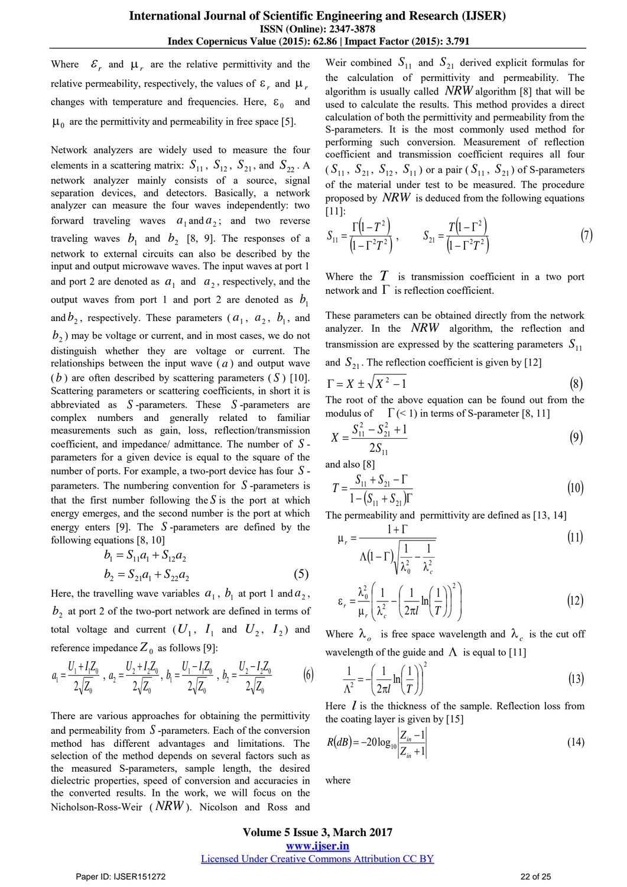Where $\varepsilon_r$ and $\mu_r$ are the relative permittivity and the relative permeability, respectively, the values of $\varepsilon_r$ and $\mu_r$ changes with temperature and frequencies. Here, $\varepsilon_0$ and $\mu_0$ are the permittivity and permeability in free space [5].

Network analyzers are widely used to measure the four elements in a scattering matrix: $S_{11}$, $S_{12}$, $S_{21}$, and $S_{22}$. A network analyzer mainly consists of a source, signal separation devices, and detectors. Basically, a network analyzer can measure the four waves independently: two forward traveling waves $a_1$ and $a_2$; and two reverse traveling waves $b_1$ and $b_2$ [8, 9]. The responses of a network to external circuits can also be described by the input and output microwave waves. The input waves at port 1 and port 2 are denoted as $a_1$ and $a_2$, respectively, and the output waves from port 1 and port 2 are denoted as $b_1$ and $b_2$, respectively. These parameters ($a_1$, $a_2$, $b_1$, and $b_2$) may be voltage or current, and in most cases, we do not distinguish whether they are voltage or current. The relationships between the input wave ($a$) and output wave ($b$) are often described by scattering parameters ($S$) [10]. Scattering parameters or scattering coefficients, in short it is abbreviated as $S$-parameters. These $S$-parameters are complex numbers and generally related to familiar measurements such as gain, loss, reflection/transmission coefficient, and impedance/ admittance. The number of $S$-parameters for a given device is equal to the square of the number of ports. For example, a two-port device has four $S$-parameters. The numbering convention for $S$-parameters is that the first number following the $S$ is the port at which energy emerges, and the second number is the port at which energy enters [9]. The $S$-parameters are defined by the following equations [8, 10]

$$
\begin{aligned}
b_1 &= S_{11}a_1 + S_{12}a_2 \\
b_2 &= S_{21}a_1 + S_{22}a_2
\end{aligned}
\tag{5}
$$

Here, the travelling wave variables $a_1$, $b_1$ at port 1 and $a_2$, $b_2$ at port 2 of the two-port network are defined in terms of total voltage and current ($U_1$, $I_1$ and $U_2$, $I_2$) and reference impedance $Z_0$ as follows [9]:

$$
a_1 = \frac{U_1 + I_1 Z_0}{2\sqrt{Z_0}},\ a_2 = \frac{U_2 + I_2 Z_0}{2\sqrt{Z_0}},\ b_1 = \frac{U_1 - I_1 Z_0}{2\sqrt{Z_0}},\ b_2 = \frac{U_2 - I_2 Z_0}{2\sqrt{Z_0}} \tag{6}
$$

There are various approaches for obtaining the permittivity and permeability from $S$-parameters. Each of the conversion method has different advantages and limitations. The selection of the method depends on several factors such as the measured S-parameters, sample length, the desired dielectric properties, speed of conversion and accuracies in the converted results. In the work, we will focus on the Nicholson-Ross-Weir ($NRW$). Nicolson and Ross and Weir combined $S_{11}$ and $S_{21}$ derived explicit formulas for the calculation of permittivity and permeability. The algorithm is usually called $NRW$ algorithm [8] that will be used to calculate the results. This method provides a direct calculation of both the permittivity and permeability from the S-parameters. It is the most commonly used method for performing such conversion. Measurement of reflection coefficient and transmission coefficient requires all four ($S_{11}$, $S_{21}$, $S_{12}$, $S_{11}$) or a pair ($S_{11}$, $S_{21}$) of S-parameters of the material under test to be measured. The procedure proposed by $NRW$ is deduced from the following equations [11]:

$$
S_{11} = \frac{\Gamma\left(1 - T^2\right)}{\left(1 - \Gamma^2 T^2\right)}, \qquad S_{21} = \frac{T\left(1 - \Gamma^2\right)}{\left(1 - \Gamma^2 T^2\right)} \tag{7}
$$

Where the $T$ is transmission coefficient in a two port network and $\Gamma$ is reflection coefficient.

These parameters can be obtained directly from the network analyzer. In the $NRW$ algorithm, the reflection and transmission are expressed by the scattering parameters $S_{11}$ and $S_{21}$. The reflection coefficient is given by [12]

$$
\Gamma = X \pm \sqrt{X^2 - 1} \tag{8}
$$

The root of the above equation can be found out from the modulus of $\Gamma (< 1)$ in terms of S-parameter [8, 11]

$$
X = \frac{S_{11}^2 - S_{21}^2 + 1}{2S_{11}} \tag{9}
$$

and also [8]

$$
T = \frac{S_{11} + S_{21} - \Gamma}{1 - \left(S_{11} + S_{21}\right)\Gamma} \tag{10}
$$

The permeability and permittivity are defined as [13, 14]

$$
\mu_r = \frac{1 + \Gamma}{\Lambda(1 - \Gamma)\sqrt{\dfrac{1}{\lambda_0^2} - \dfrac{1}{\lambda_c^2}}} \tag{11}
$$

$$
\varepsilon_r = \frac{\lambda_0^2}{\mu_r}\left(\frac{1}{\lambda_c^2} - \left(\frac{1}{2\pi l}\ln\left(\frac{1}{T}\right)\right)^2\right) \tag{12}
$$

Where $\lambda_o$ is free space wavelength and $\lambda_c$ is the cut off wavelength of the guide and $\Lambda$ is equal to [11]

$$
\frac{1}{\Lambda^2} = -\left(\frac{1}{2\pi l}\ln\left(\frac{1}{T}\right)\right)^2 \tag{13}
$$

Here $l$ is the thickness of the sample. Reflection loss from the coating layer is given by [15]

$$
R(dB) = -20\log_{10}\left|\frac{Z_{in} - 1}{Z_{in} + 1}\right| \tag{14}
$$

where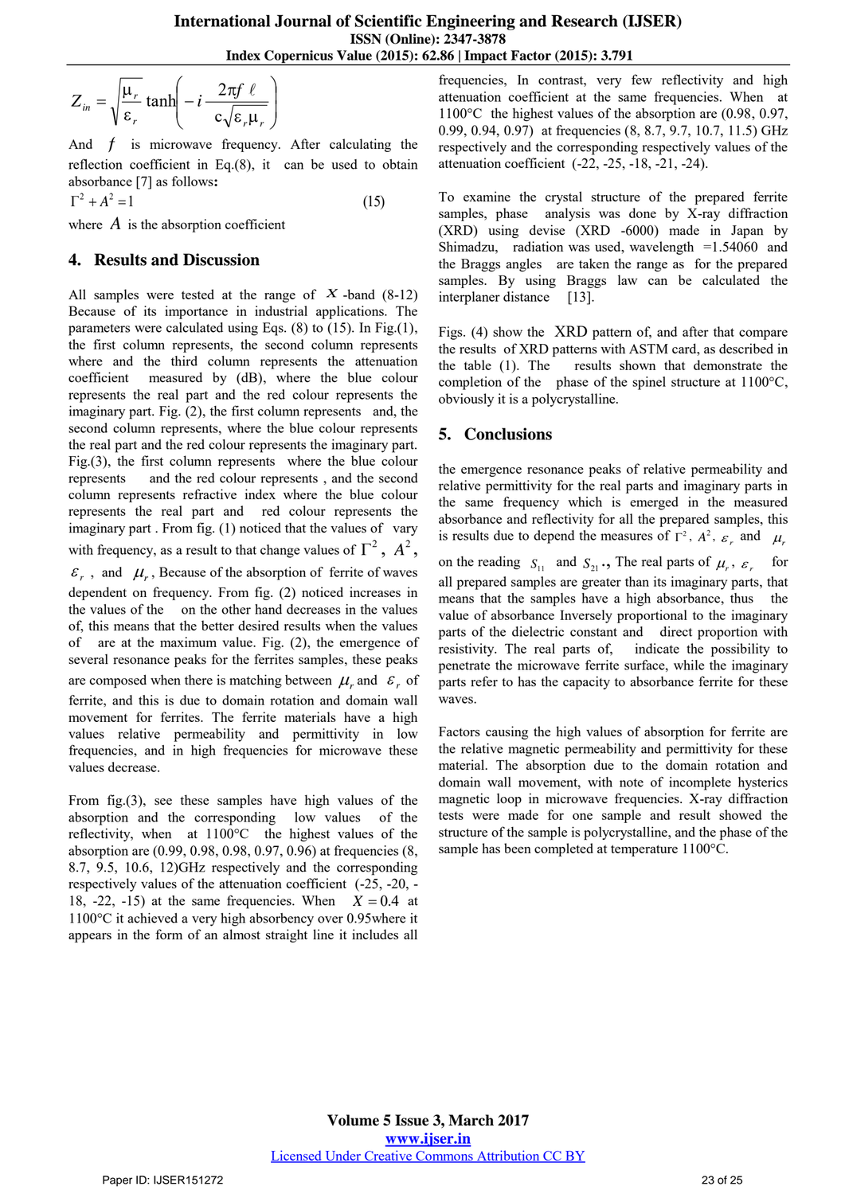$$Z_{in} = \sqrt{\frac{\mu_r}{\varepsilon_r}} \tanh\left( -i \frac{2\pi f \ \ell}{c\sqrt{\varepsilon_r \mu_r}} \right)$$

And $f$ is microwave frequency. After calculating the reflection coefficient in Eq.(8), it can be used to obtain absorbance [7] as follows:

$$\Gamma^2 + A^2 = 1 \quad (15)$$

where $A$ is the absorption coefficient

## 4. Results and Discussion

All samples were tested at the range of $X$ -band (8-12) Because of its importance in industrial applications. The parameters were calculated using Eqs. (8) to (15). In Fig.(1), the first column represents, the second column represents where and the third column represents the attenuation coefficient measured by (dB), where the blue colour represents the real part and the red colour represents the imaginary part. Fig. (2), the first column represents and, the second column represents, where the blue colour represents the real part and the red colour represents the imaginary part. Fig.(3), the first column represents where the blue colour represents and the red colour represents , and the second column represents refractive index where the blue colour represents the real part and red colour represents the imaginary part . From fig. (1) noticed that the values of vary with frequency, as a result to that change values of $\Gamma^2$, $A^2$, $\varepsilon_r$ , and $\mu_r$, Because of the absorption of ferrite of waves dependent on frequency. From fig. (2) noticed increases in the values of the on the other hand decreases in the values of, this means that the better desired results when the values of are at the maximum value. Fig. (2), the emergence of several resonance peaks for the ferrites samples, these peaks are composed when there is matching between $\mu_r$ and $\varepsilon_r$ of ferrite, and this is due to domain rotation and domain wall movement for ferrites. The ferrite materials have a high values relative permeability and permittivity in low frequencies, and in high frequencies for microwave these values decrease.

From fig.(3), see these samples have high values of the absorption and the corresponding low values of the reflectivity, when at 1100°C the highest values of the absorption are (0.99, 0.98, 0.98, 0.97, 0.96) at frequencies (8, 8.7, 9.5, 10.6, 12)GHz respectively and the corresponding respectively values of the attenuation coefficient (-25, -20, -18, -22, -15) at the same frequencies. When $X = 0.4$ at 1100°C it achieved a very high absorbency over 0.95where it appears in the form of an almost straight line it includes all frequencies, In contrast, very few reflectivity and high attenuation coefficient at the same frequencies. When at 1100°C the highest values of the absorption are (0.98, 0.97, 0.99, 0.94, 0.97) at frequencies (8, 8.7, 9.7, 10.7, 11.5) GHz respectively and the corresponding respectively values of the attenuation coefficient (-22, -25, -18, -21, -24).

To examine the crystal structure of the prepared ferrite samples, phase analysis was done by X-ray diffraction (XRD) using devise (XRD -6000) made in Japan by Shimadzu, radiation was used, wavelength =1.54060 and the Braggs angles are taken the range as for the prepared samples. By using Braggs law can be calculated the interplaner distance [13].

Figs. (4) show the XRD pattern of, and after that compare the results of XRD patterns with ASTM card, as described in the table (1). The results shown that demonstrate the completion of the phase of the spinel structure at 1100°C, obviously it is a polycrystalline.

## 5. Conclusions

the emergence resonance peaks of relative permeability and relative permittivity for the real parts and imaginary parts in the same frequency which is emerged in the measured absorbance and reflectivity for all the prepared samples, this is results due to depend the measures of $\Gamma^2$, $A^2$, $\varepsilon_r$ and $\mu_r$ on the reading $S_{11}$ and $S_{21}$., The real parts of $\mu_r$, $\varepsilon_r$ for all prepared samples are greater than its imaginary parts, that means that the samples have a high absorbance, thus the value of absorbance Inversely proportional to the imaginary parts of the dielectric constant and direct proportion with resistivity. The real parts of, indicate the possibility to penetrate the microwave ferrite surface, while the imaginary parts refer to has the capacity to absorbance ferrite for these waves.

Factors causing the high values of absorption for ferrite are the relative magnetic permeability and permittivity for these material. The absorption due to the domain rotation and domain wall movement, with note of incomplete hysterics magnetic loop in microwave frequencies. X-ray diffraction tests were made for one sample and result showed the structure of the sample is polycrystalline, and the phase of the sample has been completed at temperature 1100°C.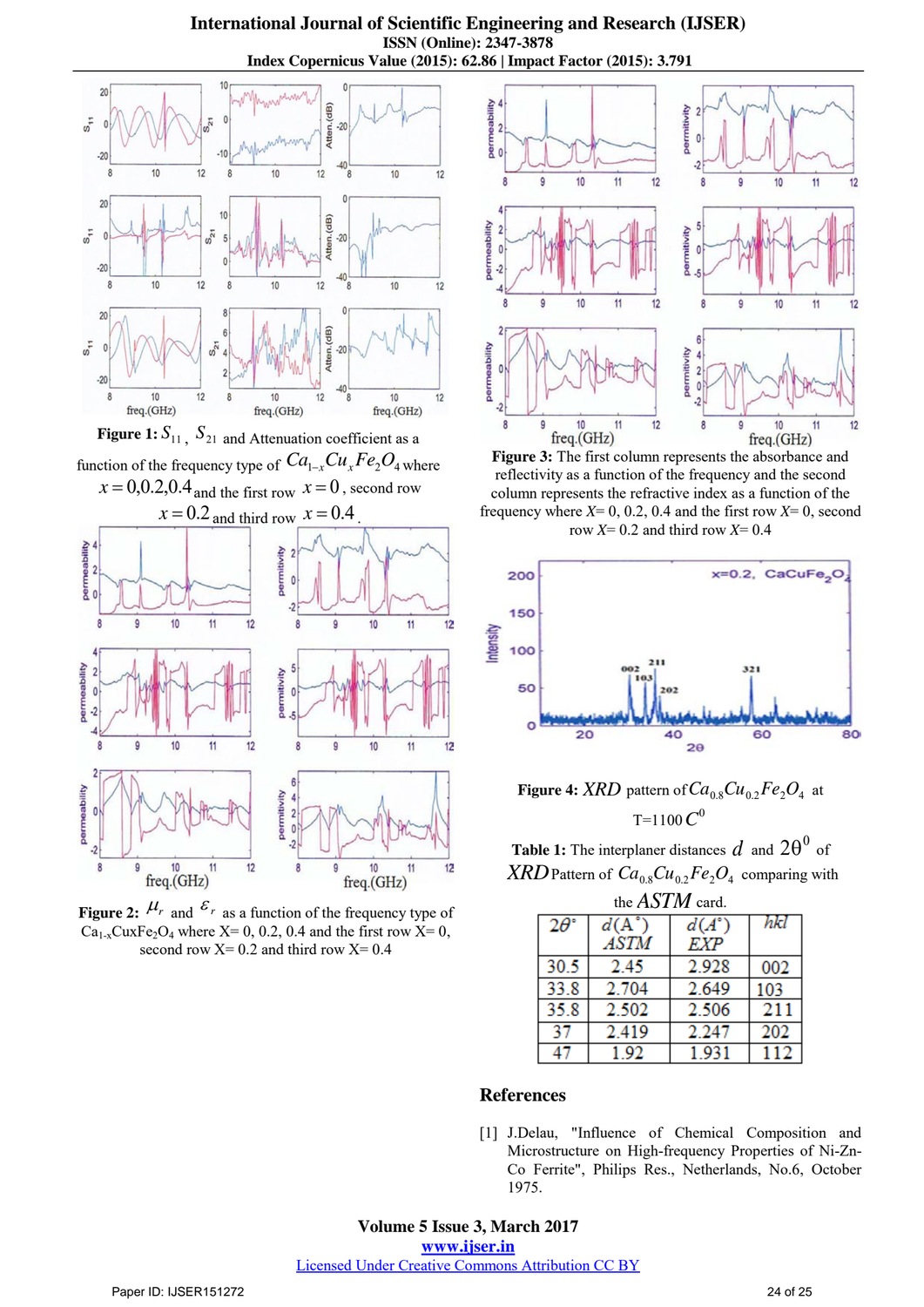**Figure 1:** $S_{11}$, $S_{21}$ and Attenuation coefficient as a function of the frequency type of $Ca_{1-x}Cu_xFe_2O_4$ where $x = 0, 0.2, 0.4$ and the first row $x = 0$, second row $x = 0.2$ and third row $x = 0.4$.

**Figure 2:** $\mu_r$ and $\varepsilon_r$ as a function of the frequency type of $Ca_{1-x}CuxFe_2O_4$ where X= 0, 0.2, 0.4 and the first row X= 0, second row X= 0.2 and third row X= 0.4

**Figure 3:** The first column represents the absorbance and reflectivity as a function of the frequency and the second column represents the refractive index as a function of the frequency where X= 0, 0.2, 0.4 and the first row X= 0, second row X= 0.2 and third row X= 0.4

**Figure 4:** $XRD$ pattern of $Ca_{0.8}Cu_{0.2}Fe_2O_4$ at T=1100 $C^0$

**Table 1:** The interplaner distances $d$ and $2\theta^0$ of $XRD$ Pattern of $Ca_{0.8}Cu_{0.2}Fe_2O_4$ comparing with the $ASTM$ card.

| $2\theta^\circ$ | $d(A^\circ)$ ASTM | $d(A^\circ)$ EXP | hkl |
|---|---|---|---|
| 30.5 | 2.45 | 2.928 | 002 |
| 33.8 | 2.704 | 2.649 | 103 |
| 35.8 | 2.502 | 2.506 | 211 |
| 37 | 2.419 | 2.247 | 202 |
| 47 | 1.92 | 1.931 | 112 |

## References

[1] J.Delau, "Influence of Chemical Composition and Microstructure on High-frequency Properties of Ni-Zn-Co Ferrite", Philips Res., Netherlands, No.6, October 1975.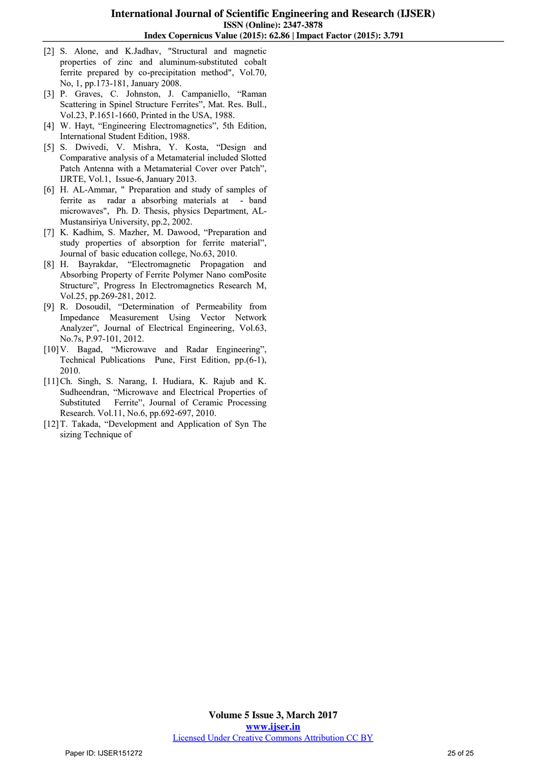[2] S. Alone, and K.Jadhav, "Structural and magnetic properties of zinc and aluminum-substituted cobalt ferrite prepared by co-precipitation method", Vol.70, No, 1, pp.173-181, January 2008.

[3] P. Graves, C. Johnston, J. Campaniello, "Raman Scattering in Spinel Structure Ferrites", Mat. Res. Bull., Vol.23, P.1651-1660, Printed in the USA, 1988.

[4] W. Hayt, "Engineering Electromagnetics", 5th Edition, International Student Edition, 1988.

[5] S. Dwivedi, V. Mishra, Y. Kosta, "Design and Comparative analysis of a Metamaterial included Slotted Patch Antenna with a Metamaterial Cover over Patch", IJRTE, Vol.1, Issue-6, January 2013.

[6] H. AL-Ammar, " Preparation and study of samples of ferrite as radar a absorbing materials at - band microwaves", Ph. D. Thesis, physics Department, AL-Mustansiriya University, pp.2, 2002.

[7] K. Kadhim, S. Mazher, M. Dawood, "Preparation and study properties of absorption for ferrite material", Journal of basic education college, No.63, 2010.

[8] H. Bayrakdar, "Electromagnetic Propagation and Absorbing Property of Ferrite Polymer Nano comPosite Structure", Progress In Electromagnetics Research M, Vol.25, pp.269-281, 2012.

[9] R. Dosoudil, "Determination of Permeability from Impedance Measurement Using Vector Network Analyzer", Journal of Electrical Engineering, Vol.63, No.7s, P.97-101, 2012.

[10] V. Bagad, "Microwave and Radar Engineering", Technical Publications Pune, First Edition, pp.(6-1), 2010.

[11] Ch. Singh, S. Narang, I. Hudiara, K. Rajub and K. Sudheendran, "Microwave and Electrical Properties of Substituted Ferrite", Journal of Ceramic Processing Research. Vol.11, No.6, pp.692-697, 2010.

[12] T. Takada, "Development and Application of Syn The sizing Technique of